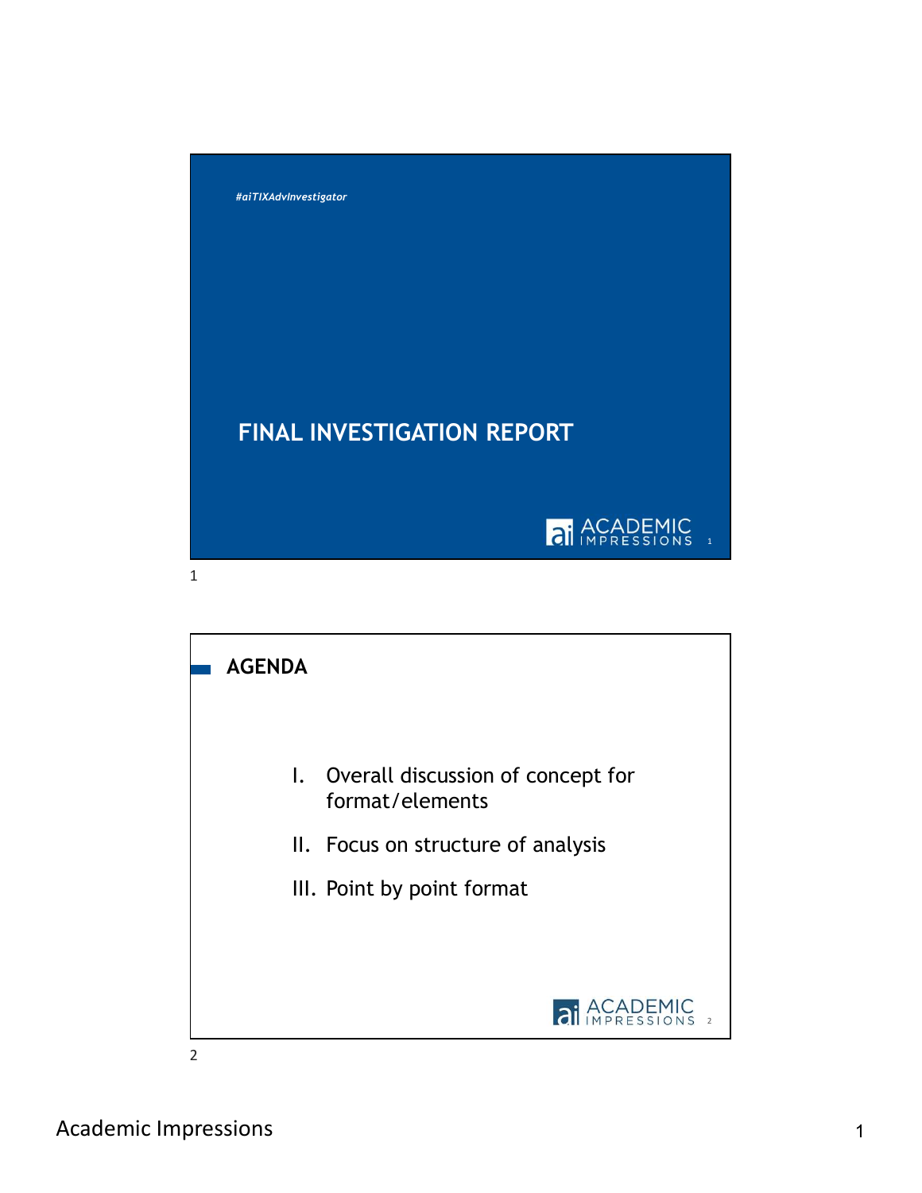#aiTIXAdvInvestigator

# FINAL INVESTIGATION REPORT

## AGENDA

I. Overall discussion of concept for format/elements

II. Focus on structure of analysis

III. Point by point format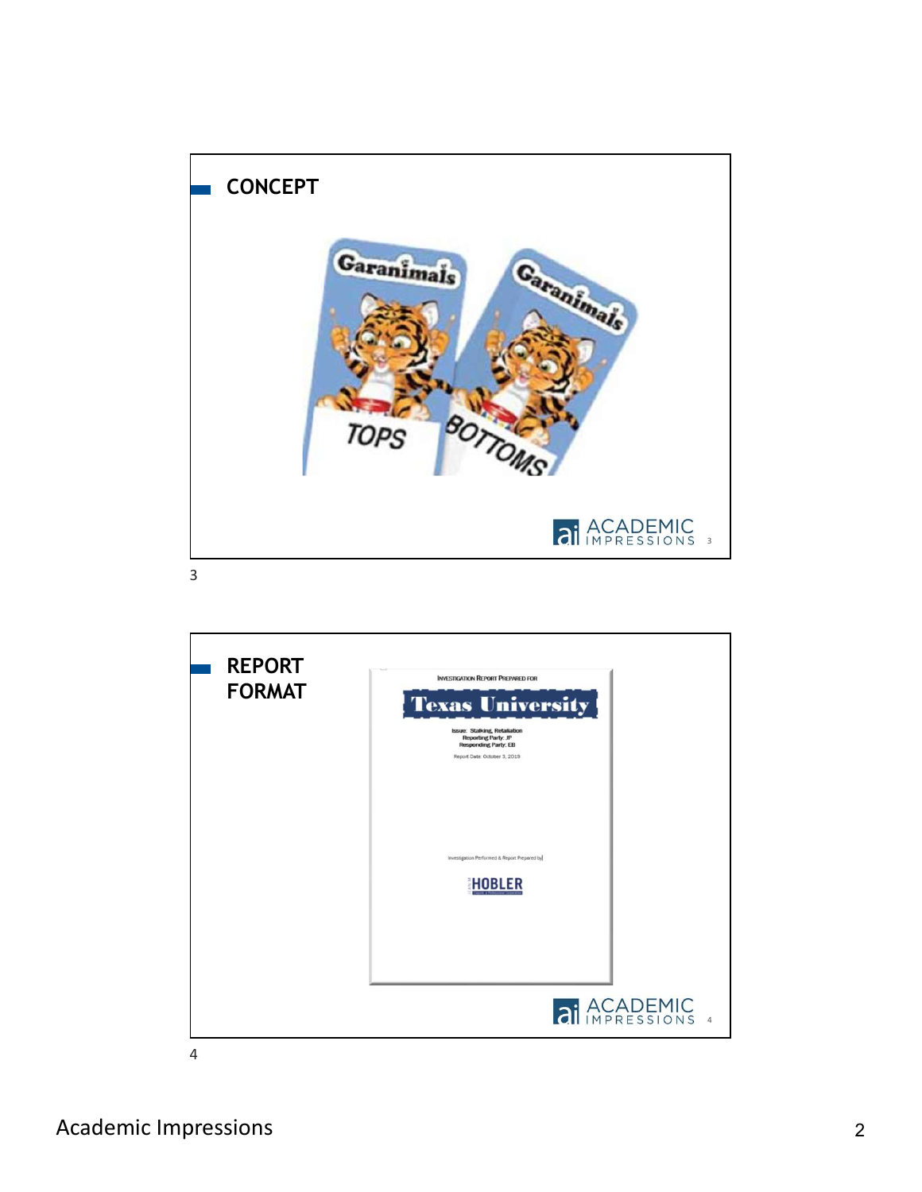## CONCEPT

TOPS

BOTTOMS

## REPORT FORMAT

INVESTIGATION REPORT PREPARED FOR

Texas University

Issue: Stalking, Retaliation
Reporting Party: JP
Responding Party: EB

Report Date: October 3, 2019

Investigation Performed & Report Prepared by

HOBLER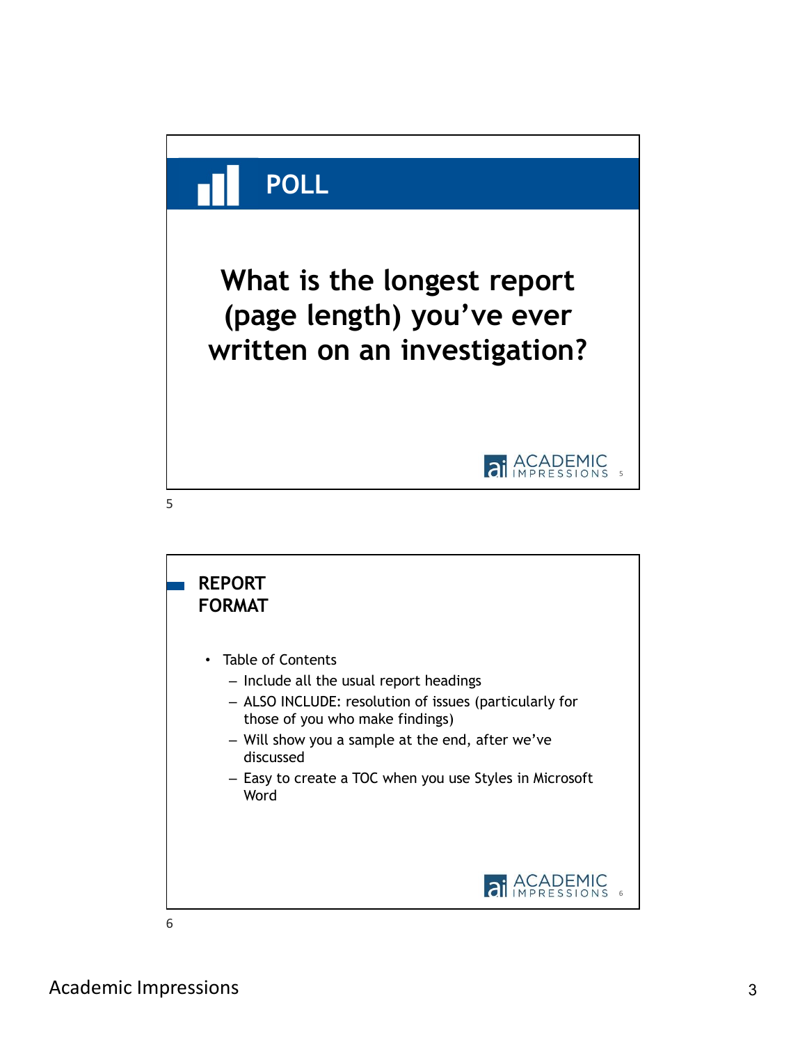## POLL

**What is the longest report (page length) you've ever written on an investigation?**

## REPORT FORMAT

- Table of Contents
  - Include all the usual report headings
  - ALSO INCLUDE: resolution of issues (particularly for those of you who make findings)
  - Will show you a sample at the end, after we've discussed
  - Easy to create a TOC when you use Styles in Microsoft Word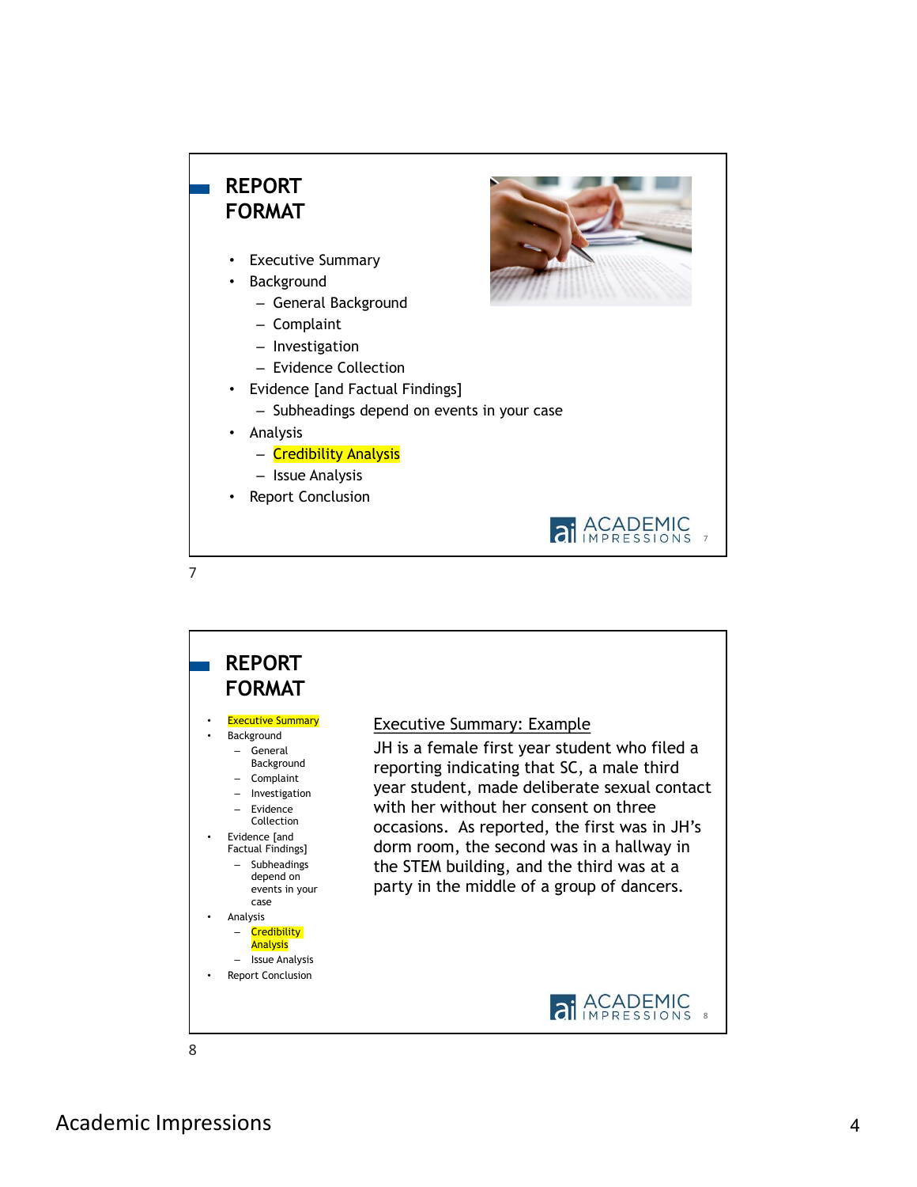## REPORT FORMAT

- Executive Summary
- Background
  - General Background
  - Complaint
  - Investigation
  - Evidence Collection
- Evidence [and Factual Findings]
  - Subheadings depend on events in your case
- Analysis
  - Credibility Analysis
  - Issue Analysis
- Report Conclusion

## REPORT FORMAT

- Executive Summary
- Background
  - General Background
  - Complaint
  - Investigation
  - Evidence Collection
- Evidence [and Factual Findings]
  - Subheadings depend on events in your case
- Analysis
  - Credibility Analysis
  - Issue Analysis
- Report Conclusion

Executive Summary: Example

JH is a female first year student who filed a reporting indicating that SC, a male third year student, made deliberate sexual contact with her without her consent on three occasions. As reported, the first was in JH's dorm room, the second was in a hallway in the STEM building, and the third was at a party in the middle of a group of dancers.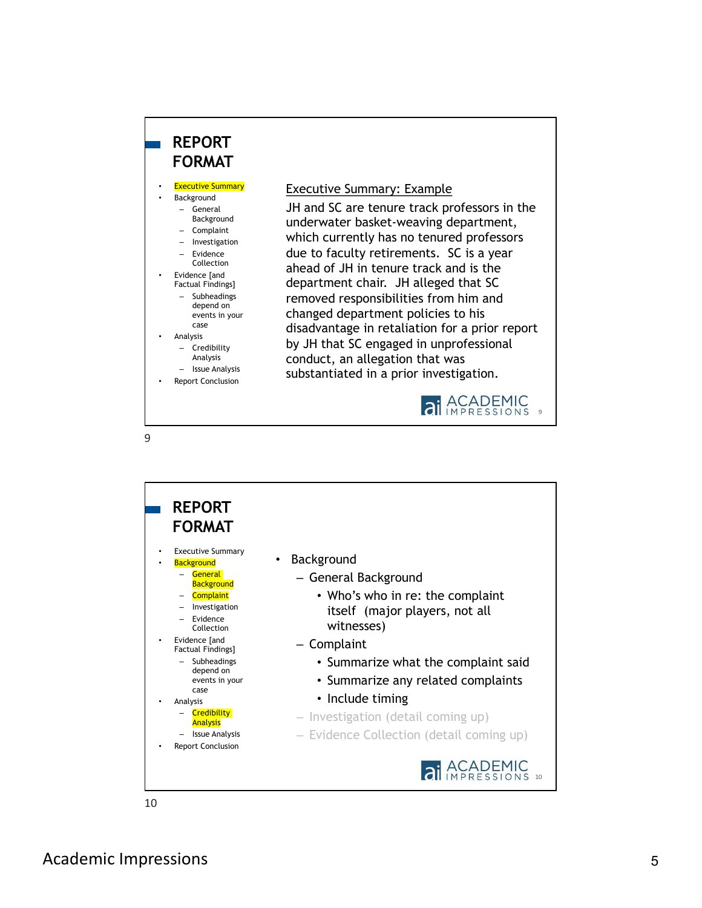## REPORT FORMAT

- Executive Summary
- Background
  - General Background
  - Complaint
  - Investigation
  - Evidence Collection
- Evidence [and Factual Findings]
  - Subheadings depend on events in your case
- Analysis
  - Credibility Analysis
  - Issue Analysis
- Report Conclusion

Executive Summary: Example

JH and SC are tenure track professors in the underwater basket-weaving department, which currently has no tenured professors due to faculty retirements. SC is a year ahead of JH in tenure track and is the department chair. JH alleged that SC removed responsibilities from him and changed department policies to his disadvantage in retaliation for a prior report by JH that SC engaged in unprofessional conduct, an allegation that was substantiated in a prior investigation.

## REPORT FORMAT

- Executive Summary
- Background
  - General Background
  - Complaint
  - Investigation
  - Evidence Collection
- Evidence [and Factual Findings]
  - Subheadings depend on events in your case
- Analysis
  - Credibility Analysis
  - Issue Analysis
- Report Conclusion

- Background
  - General Background
    - Who's who in re: the complaint itself (major players, not all witnesses)
  - Complaint
    - Summarize what the complaint said
    - Summarize any related complaints
    - Include timing
  - Investigation (detail coming up)
  - Evidence Collection (detail coming up)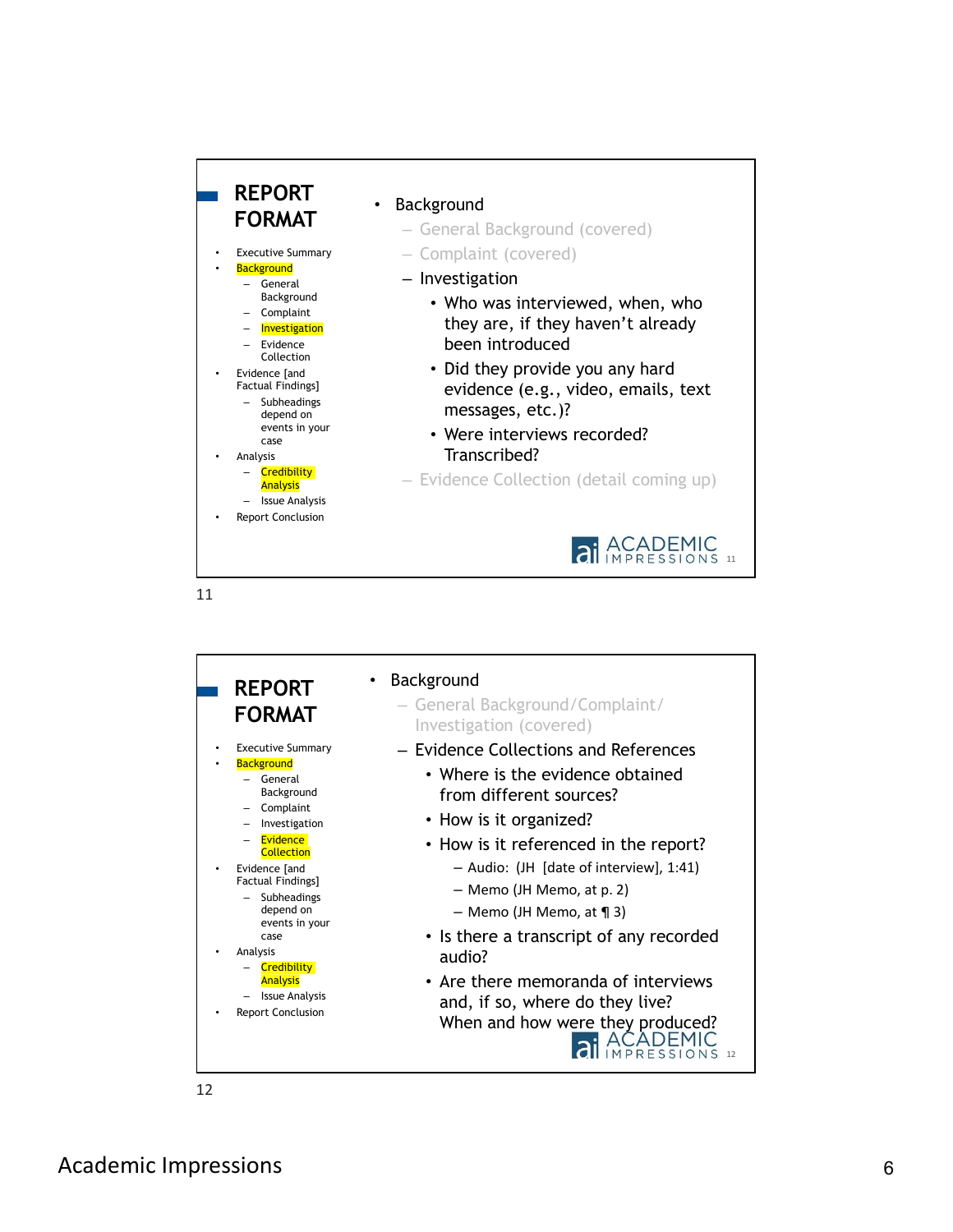## REPORT FORMAT

- Executive Summary
- Background
  - General Background
  - Complaint
  - Investigation
  - Evidence Collection
- Evidence [and Factual Findings]
  - Subheadings depend on events in your case
- Analysis
  - Credibility Analysis
  - Issue Analysis
- Report Conclusion

- Background
  - General Background (covered)
  - Complaint (covered)
  - Investigation
    - Who was interviewed, when, who they are, if they haven't already been introduced
    - Did they provide you any hard evidence (e.g., video, emails, text messages, etc.)?
    - Were interviews recorded? Transcribed?
  - Evidence Collection (detail coming up)

11

## REPORT FORMAT

- Executive Summary
- Background
  - General Background
  - Complaint
  - Investigation
  - Evidence Collection
- Evidence [and Factual Findings]
  - Subheadings depend on events in your case
- Analysis
  - Credibility Analysis
  - Issue Analysis
- Report Conclusion

- Background
  - General Background/Complaint/Investigation (covered)
  - Evidence Collections and References
    - Where is the evidence obtained from different sources?
    - How is it organized?
    - How is it referenced in the report?
      - Audio: (JH [date of interview], 1:41)
      - Memo (JH Memo, at p. 2)
      - Memo (JH Memo, at ¶ 3)
    - Is there a transcript of any recorded audio?
    - Are there memoranda of interviews and, if so, where do they live? When and how were they produced?

12

Academic Impressions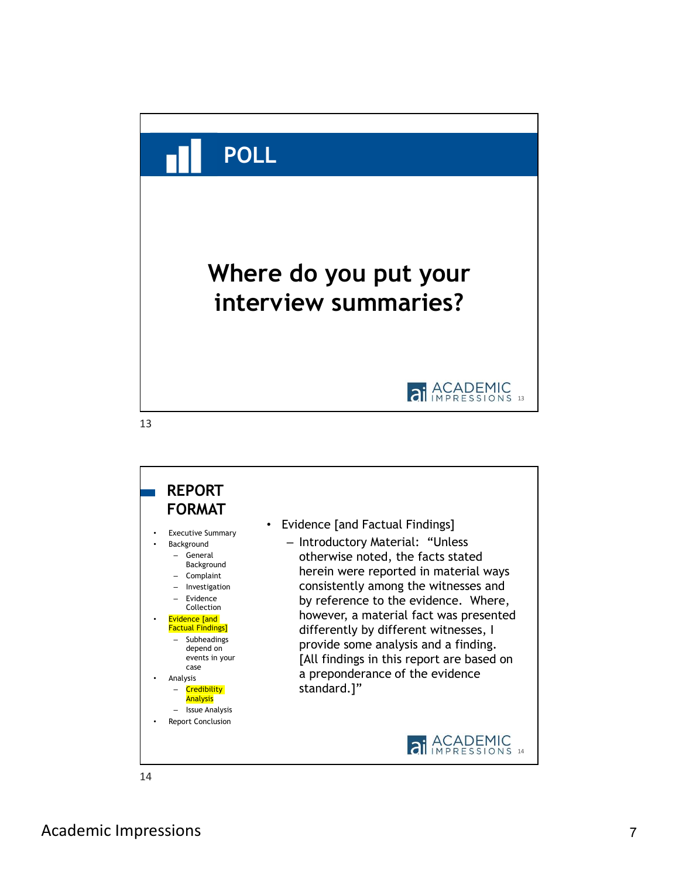## POLL

**Where do you put your interview summaries?**

## REPORT FORMAT

- Executive Summary
- Background
  - General Background
  - Complaint
  - Investigation
  - Evidence Collection
- Evidence [and Factual Findings]
  - Subheadings depend on events in your case
- Analysis
  - Credibility Analysis
  - Issue Analysis
- Report Conclusion

- Evidence [and Factual Findings]
  - Introductory Material: "Unless otherwise noted, the facts stated herein were reported in material ways consistently among the witnesses and by reference to the evidence. Where, however, a material fact was presented differently by different witnesses, I provide some analysis and a finding. [All findings in this report are based on a preponderance of the evidence standard.]"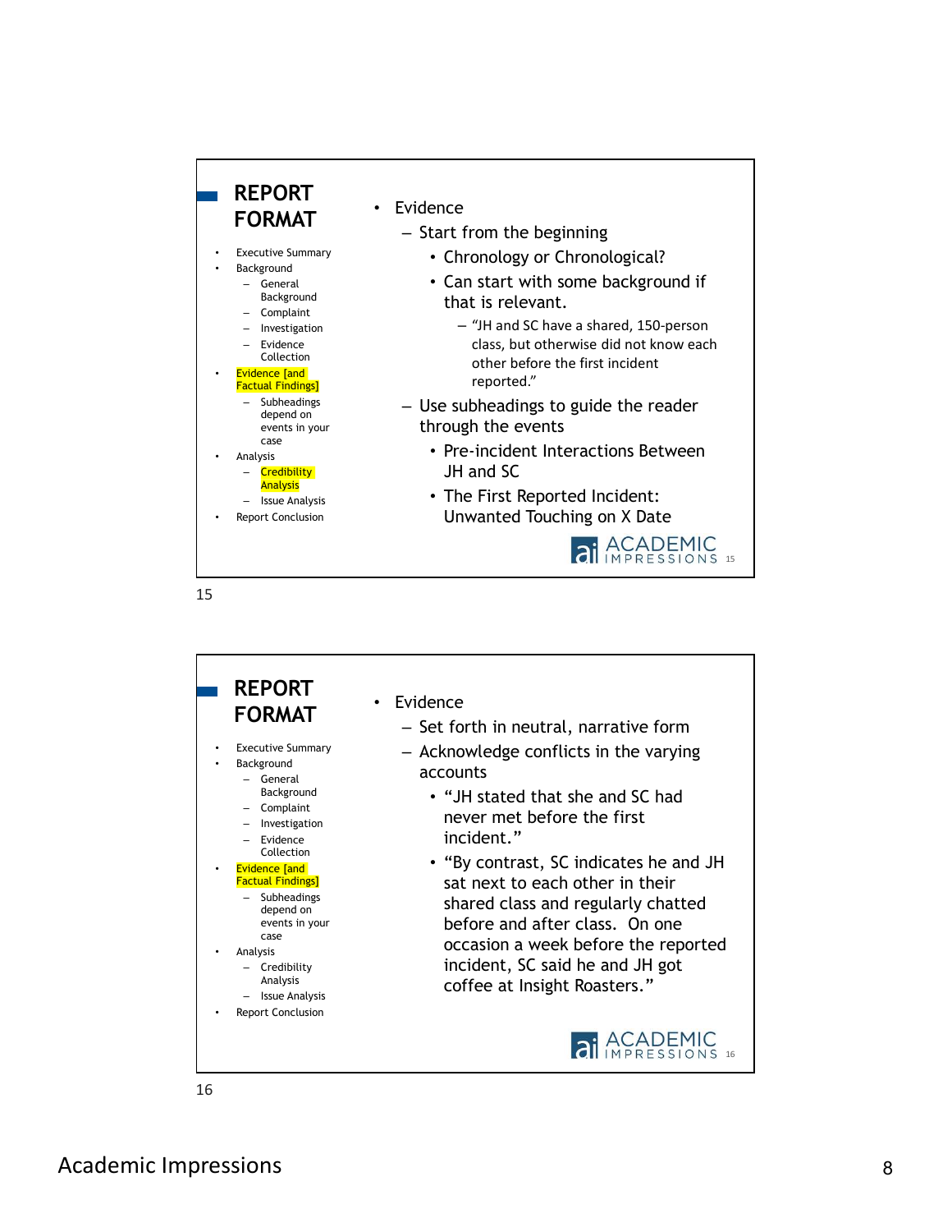## REPORT FORMAT

- Executive Summary
- Background
  - General Background
  - Complaint
  - Investigation
  - Evidence Collection
- Evidence [and Factual Findings]
  - Subheadings depend on events in your case
- Analysis
  - Credibility Analysis
  - Issue Analysis
- Report Conclusion

- Evidence
  - Start from the beginning
    - Chronology or Chronological?
    - Can start with some background if that is relevant.
      - "JH and SC have a shared, 150-person class, but otherwise did not know each other before the first incident reported."
  - Use subheadings to guide the reader through the events
    - Pre-incident Interactions Between JH and SC
    - The First Reported Incident: Unwanted Touching on X Date

## REPORT FORMAT

- Executive Summary
- Background
  - General Background
  - Complaint
  - Investigation
  - Evidence Collection
- Evidence [and Factual Findings]
  - Subheadings depend on events in your case
- Analysis
  - Credibility Analysis
  - Issue Analysis
- Report Conclusion

- Evidence
  - Set forth in neutral, narrative form
  - Acknowledge conflicts in the varying accounts
    - "JH stated that she and SC had never met before the first incident."
    - "By contrast, SC indicates he and JH sat next to each other in their shared class and regularly chatted before and after class. On one occasion a week before the reported incident, SC said he and JH got coffee at Insight Roasters."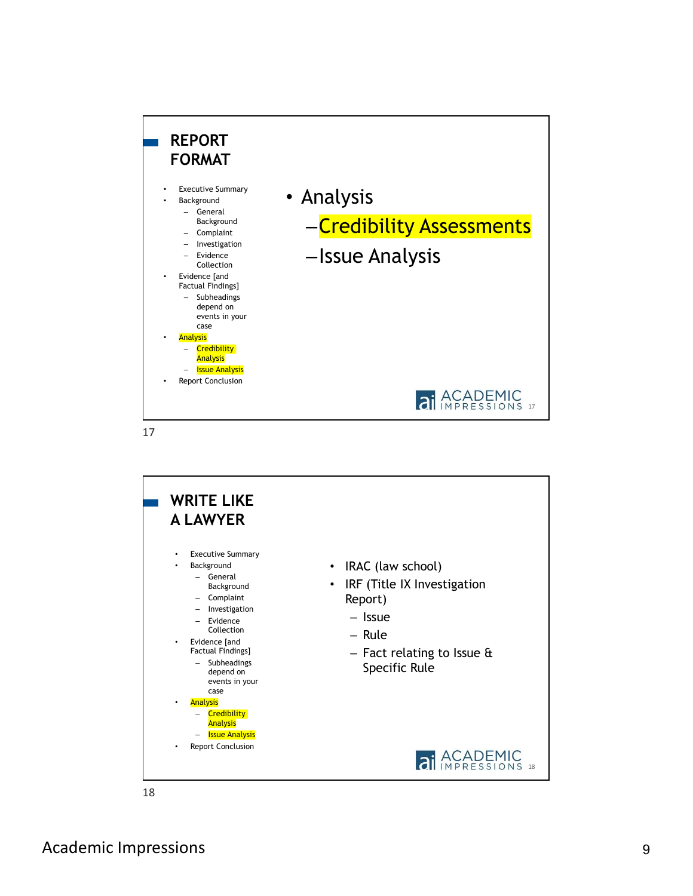## REPORT FORMAT

- Executive Summary
- Background
  - General Background
  - Complaint
  - Investigation
  - Evidence Collection
- Evidence [and Factual Findings]
  - Subheadings depend on events in your case
- Analysis
  - Credibility Analysis
  - Issue Analysis
- Report Conclusion

- Analysis
  - Credibility Assessments
  - Issue Analysis

## WRITE LIKE A LAWYER

- Executive Summary
- Background
  - General Background
  - Complaint
  - Investigation
  - Evidence Collection
- Evidence [and Factual Findings]
  - Subheadings depend on events in your case
- Analysis
  - Credibility Analysis
  - Issue Analysis
- Report Conclusion

- IRAC (law school)
- IRF (Title IX Investigation Report)
  - Issue
  - Rule
  - Fact relating to Issue & Specific Rule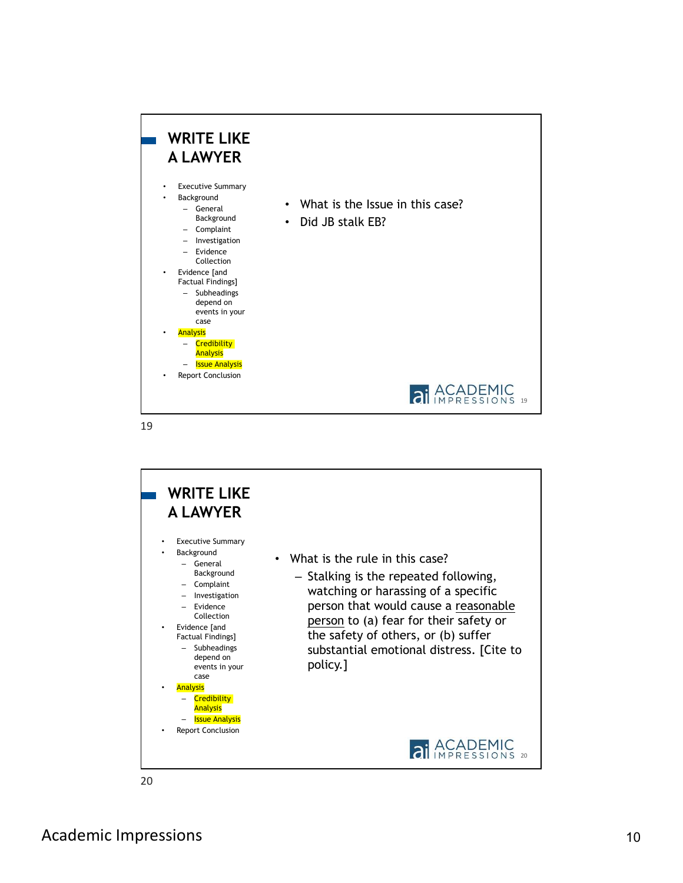## WRITE LIKE A LAWYER

- Executive Summary
- Background
  - General Background
  - Complaint
  - Investigation
  - Evidence Collection
- Evidence [and Factual Findings]
  - Subheadings depend on events in your case
- Analysis
  - Credibility Analysis
  - Issue Analysis
- Report Conclusion

- What is the Issue in this case?
- Did JB stalk EB?

## WRITE LIKE A LAWYER

- Executive Summary
- Background
  - General Background
  - Complaint
  - Investigation
  - Evidence Collection
- Evidence [and Factual Findings]
  - Subheadings depend on events in your case
- Analysis
  - Credibility Analysis
  - Issue Analysis
- Report Conclusion

- What is the rule in this case?
  - Stalking is the repeated following, watching or harassing of a specific person that would cause a reasonable person to (a) fear for their safety or the safety of others, or (b) suffer substantial emotional distress. [Cite to policy.]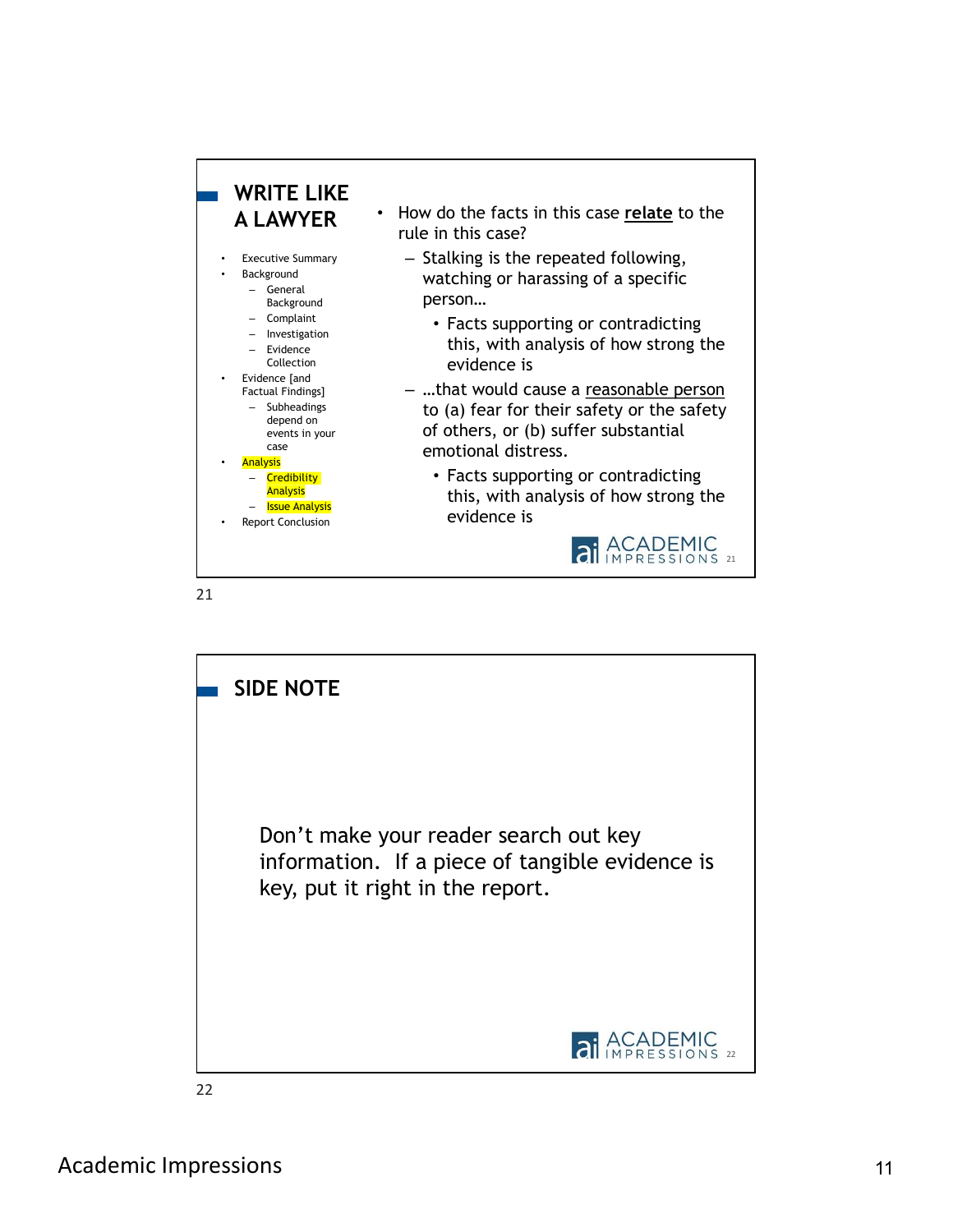## WRITE LIKE A LAWYER

- Executive Summary
- Background
  - General Background
  - Complaint
  - Investigation
  - Evidence Collection
- Evidence [and Factual Findings]
  - Subheadings depend on events in your case
- Analysis
  - Credibility Analysis
  - Issue Analysis
- Report Conclusion

- How do the facts in this case **relate** to the rule in this case?
  - Stalking is the repeated following, watching or harassing of a specific person…
    - Facts supporting or contradicting this, with analysis of how strong the evidence is
  - …that would cause a reasonable person to (a) fear for their safety or the safety of others, or (b) suffer substantial emotional distress.
    - Facts supporting or contradicting this, with analysis of how strong the evidence is

## SIDE NOTE

Don't make your reader search out key information. If a piece of tangible evidence is key, put it right in the report.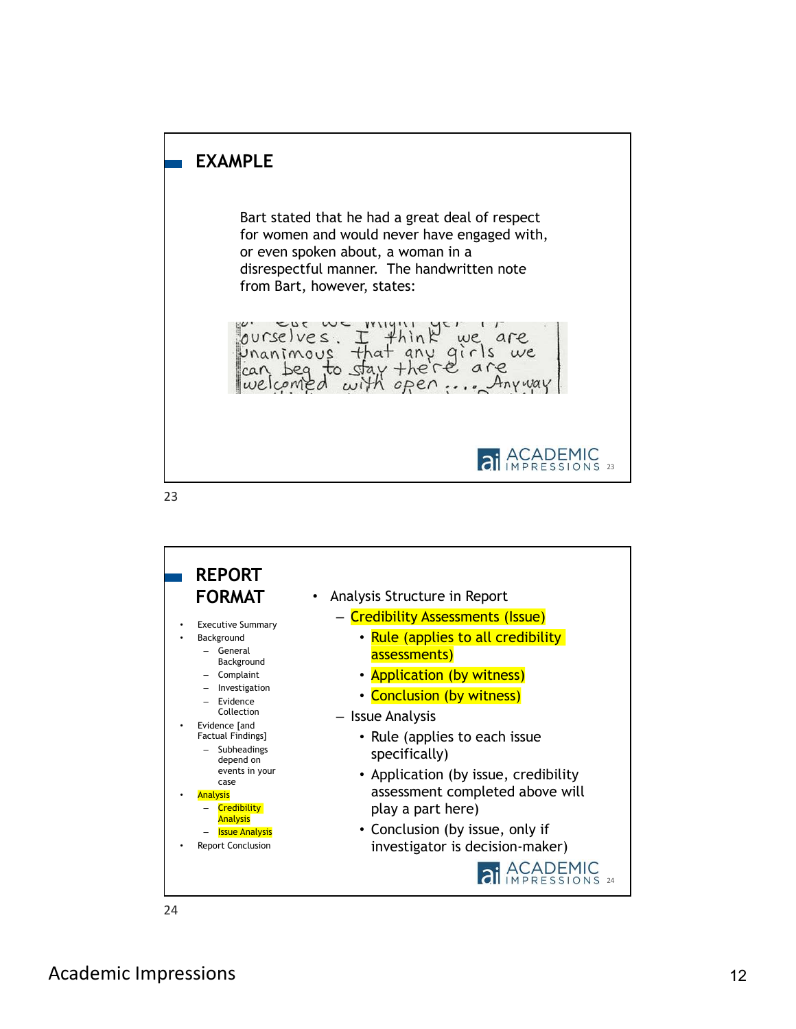## EXAMPLE

Bart stated that he had a great deal of respect for women and would never have engaged with, or even spoken about, a woman in a disrespectful manner. The handwritten note from Bart, however, states:

ourselves. I think we are unanimous that any girls we can beg to stay there are welcomed with open .... Anyway

## REPORT FORMAT

- Executive Summary
- Background
  - General Background
  - Complaint
  - Investigation
  - Evidence Collection
- Evidence [and Factual Findings]
  - Subheadings depend on events in your case
- Analysis
  - Credibility Analysis
  - Issue Analysis
- Report Conclusion

- Analysis Structure in Report
  - Credibility Assessments (Issue)
    - Rule (applies to all credibility assessments)
    - Application (by witness)
    - Conclusion (by witness)
  - Issue Analysis
    - Rule (applies to each issue specifically)
    - Application (by issue, credibility assessment completed above will play a part here)
    - Conclusion (by issue, only if investigator is decision-maker)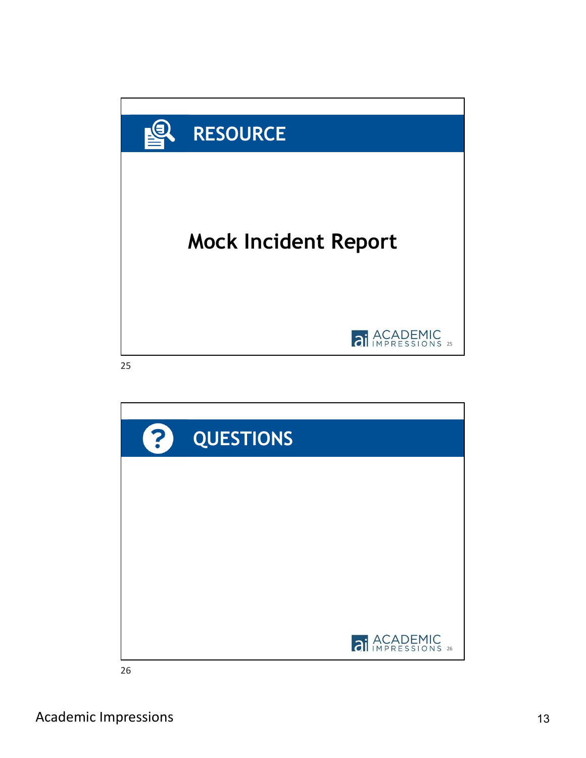## RESOURCE

### Mock Incident Report

## QUESTIONS